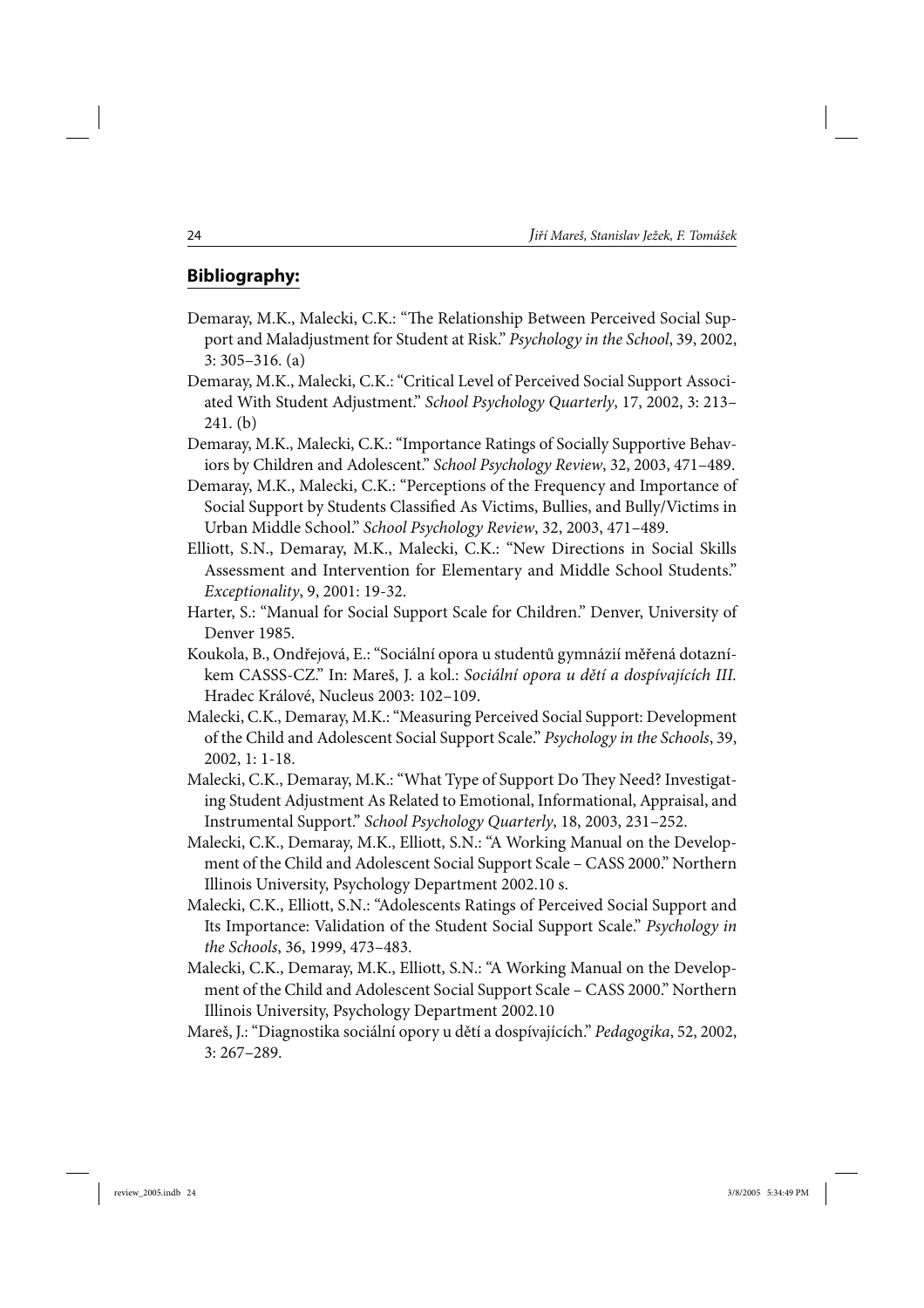## **Bibliography:**

Demaray, M.K., Malecki, C.K.: "The Relationship Between Perceived Social Support and Maladjustment for Student at Risk." *Psychology in the School*, 39, 2002, 3: 305–316. (a)

Demaray, M.K., Malecki, C.K.: "Critical Level of Perceived Social Support Associated With Student Adjustment." *School Psychology Quarterly*, 17, 2002, 3: 213–241. (b)

Demaray, M.K., Malecki, C.K.: "Importance Ratings of Socially Supportive Behaviors by Children and Adolescent." *School Psychology Review*, 32, 2003, 471–489.

Demaray, M.K., Malecki, C.K.: "Perceptions of the Frequency and Importance of Social Support by Students Classified As Victims, Bullies, and Bully/Victims in Urban Middle School." *School Psychology Review*, 32, 2003, 471–489.

Elliott, S.N., Demaray, M.K., Malecki, C.K.: "New Directions in Social Skills Assessment and Intervention for Elementary and Middle School Students." *Exceptionality*, 9, 2001: 19-32.

Harter, S.: "Manual for Social Support Scale for Children." Denver, University of Denver 1985.

Koukola, B., Ondřejová, E.: "Sociální opora u studentů gymnázií měřená dotazníkem CASSS-CZ." In: Mareš, J. a kol.: *Sociální opora u dětí a dospívajících III.* Hradec Králové, Nucleus 2003: 102–109.

Malecki, C.K., Demaray, M.K.: "Measuring Perceived Social Support: Development of the Child and Adolescent Social Support Scale." *Psychology in the Schools*, 39, 2002, 1: 1-18.

Malecki, C.K., Demaray, M.K.: "What Type of Support Do They Need? Investigating Student Adjustment As Related to Emotional, Informational, Appraisal, and Instrumental Support." *School Psychology Quarterly*, 18, 2003, 231–252.

Malecki, C.K., Demaray, M.K., Elliott, S.N.: "A Working Manual on the Development of the Child and Adolescent Social Support Scale – CASS 2000." Northern Illinois University, Psychology Department 2002.10 s.

Malecki, C.K., Elliott, S.N.: "Adolescents Ratings of Perceived Social Support and Its Importance: Validation of the Student Social Support Scale." *Psychology in the Schools*, 36, 1999, 473–483.

Malecki, C.K., Demaray, M.K., Elliott, S.N.: "A Working Manual on the Development of the Child and Adolescent Social Support Scale – CASS 2000." Northern Illinois University, Psychology Department 2002.10

Mareš, J.: "Diagnostika sociální opory u dětí a dospívajících." *Pedagogika*, 52, 2002, 3: 267–289.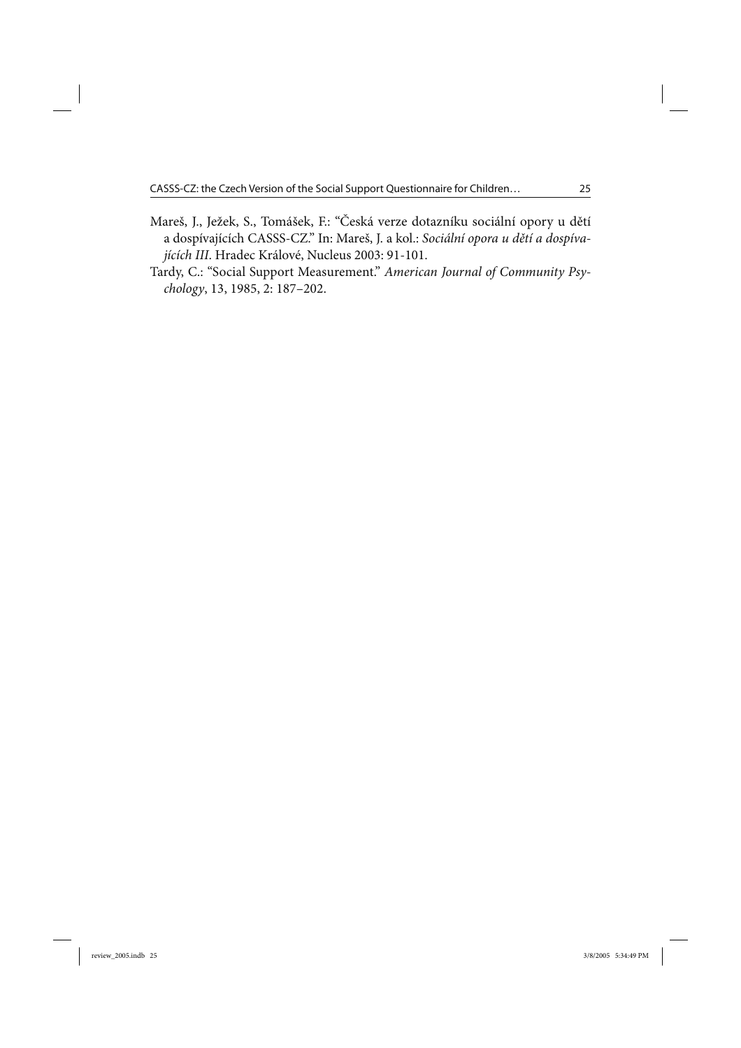Mareš, J., Ježek, S., Tomášek, F.: "Česká verze dotazníku sociální opory u dětí a dospívajících CASSS-CZ." In: Mareš, J. a kol.: *Sociální opora u dětí a dospívajících III*. Hradec Králové, Nucleus 2003: 91-101.

Tardy, C.: "Social Support Measurement." *American Journal of Community Psychology*, 13, 1985, 2: 187–202.